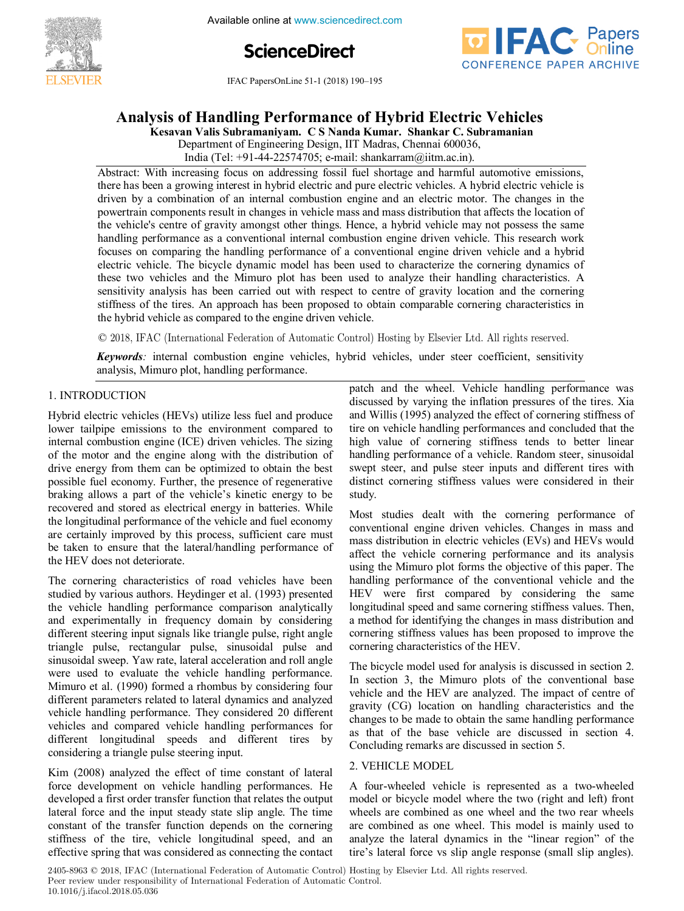# Analysis of Handling Performance of Hybrid Electric Vehicles

**Kesavan Valis Subramaniyam. C S Nanda Kumar. Shankar C. Subramanian**

Department of Engineering Design, IIT Madras, Chennai 600036, India (Tel: +91-44-22574705; e-mail: shankarram@iitm.ac.in).

Abstract: With increasing focus on addressing fossil fuel shortage and harmful automotive emissions, there has been a growing interest in hybrid electric and pure electric vehicles. A hybrid electric vehicle is driven by a combination of an internal combustion engine and an electric motor. The changes in the powertrain components result in changes in vehicle mass and mass distribution that affects the location of the vehicle's centre of gravity amongst other things. Hence, a hybrid vehicle may not possess the same handling performance as a conventional internal combustion engine driven vehicle. This research work focuses on comparing the handling performance of a conventional engine driven vehicle and a hybrid electric vehicle. The bicycle dynamic model has been used to characterize the cornering dynamics of these two vehicles and the Mimuro plot has been used to analyze their handling characteristics. A sensitivity analysis has been carried out with respect to centre of gravity location and the cornering stiffness of the tires. An approach has been proposed to obtain comparable cornering characteristics in the hybrid vehicle as compared to the engine driven vehicle.

© 2018, IFAC (International Federation of Automatic Control) Hosting by Elsevier Ltd. All rights reserved.

***Keywords:*** internal combustion engine vehicles, hybrid vehicles, under steer coefficient, sensitivity analysis, Mimuro plot, handling performance.

## 1. INTRODUCTION

Hybrid electric vehicles (HEVs) utilize less fuel and produce lower tailpipe emissions to the environment compared to internal combustion engine (ICE) driven vehicles. The sizing of the motor and the engine along with the distribution of drive energy from them can be optimized to obtain the best possible fuel economy. Further, the presence of regenerative braking allows a part of the vehicle's kinetic energy to be recovered and stored as electrical energy in batteries. While the longitudinal performance of the vehicle and fuel economy are certainly improved by this process, sufficient care must be taken to ensure that the lateral/handling performance of the HEV does not deteriorate.

The cornering characteristics of road vehicles have been studied by various authors. Heydinger et al. (1993) presented the vehicle handling performance comparison analytically and experimentally in frequency domain by considering different steering input signals like triangle pulse, right angle triangle pulse, rectangular pulse, sinusoidal pulse and sinusoidal sweep. Yaw rate, lateral acceleration and roll angle were used to evaluate the vehicle handling performance. Mimuro et al. (1990) formed a rhombus by considering four different parameters related to lateral dynamics and analyzed vehicle handling performance. They considered 20 different vehicles and compared vehicle handling performances for different longitudinal speeds and different tires by considering a triangle pulse steering input.

Kim (2008) analyzed the effect of time constant of lateral force development on vehicle handling performances. He developed a first order transfer function that relates the output lateral force and the input steady state slip angle. The time constant of the transfer function depends on the cornering stiffness of the tire, vehicle longitudinal speed, and an effective spring that was considered as connecting the contact patch and the wheel. Vehicle handling performance was discussed by varying the inflation pressures of the tires. Xia and Willis (1995) analyzed the effect of cornering stiffness of tire on vehicle handling performances and concluded that the high value of cornering stiffness tends to better linear handling performance of a vehicle. Random steer, sinusoidal swept steer, and pulse steer inputs and different tires with distinct cornering stiffness values were considered in their study.

Most studies dealt with the cornering performance of conventional engine driven vehicles. Changes in mass and mass distribution in electric vehicles (EVs) and HEVs would affect the vehicle cornering performance and its analysis using the Mimuro plot forms the objective of this paper. The handling performance of the conventional vehicle and the HEV were first compared by considering the same longitudinal speed and same cornering stiffness values. Then, a method for identifying the changes in mass distribution and cornering stiffness values has been proposed to improve the cornering characteristics of the HEV.

The bicycle model used for analysis is discussed in section 2. In section 3, the Mimuro plots of the conventional base vehicle and the HEV are analyzed. The impact of centre of gravity (CG) location on handling characteristics and the changes to be made to obtain the same handling performance as that of the base vehicle are discussed in section 4. Concluding remarks are discussed in section 5.

## 2. VEHICLE MODEL

A four-wheeled vehicle is represented as a two-wheeled model or bicycle model where the two (right and left) front wheels are combined as one wheel and the two rear wheels are combined as one wheel. This model is mainly used to analyze the lateral dynamics in the "linear region" of the tire's lateral force vs slip angle response (small slip angles).

2405-8963 © 2018, IFAC (International Federation of Automatic Control) Hosting by Elsevier Ltd. All rights reserved.
Peer review under responsibility of International Federation of Automatic Control.
10.1016/j.ifacol.2018.05.036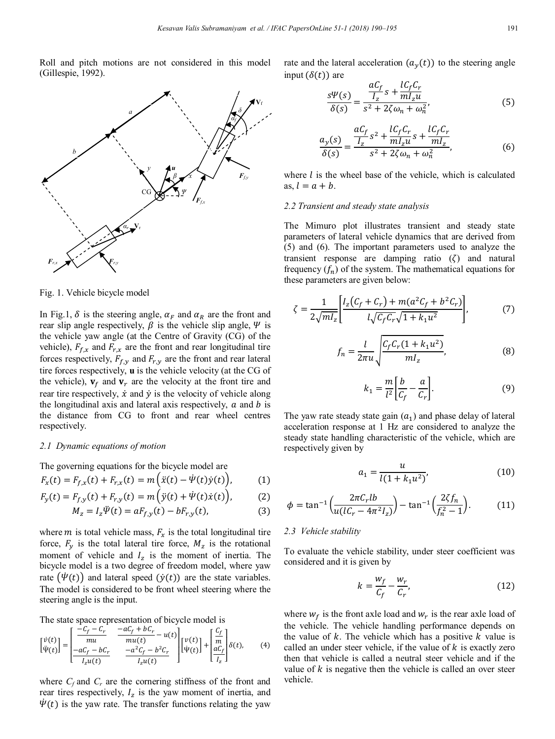Roll and pitch motions are not considered in this model (Gillespie, 1992).

Fig. 1. Vehicle bicycle model

In Fig.1, $\delta$ is the steering angle, $\alpha_F$ and $\alpha_R$ are the front and rear slip angle respectively, $\beta$ is the vehicle slip angle, $\Psi$ is the vehicle yaw angle (at the Centre of Gravity (CG) of the vehicle), $F_{f,x}$ and $F_{r,x}$ are the front and rear longitudinal tire forces respectively, $F_{f,y}$ and $F_{r,y}$ are the front and rear lateral tire forces respectively, $\mathbf{u}$ is the vehicle velocity (at the CG of the vehicle), $\mathbf{v}_f$ and $\mathbf{v}_r$ are the velocity at the front tire and rear tire respectively, $\dot{x}$ and $\dot{y}$ is the velocity of vehicle along the longitudinal axis and lateral axis respectively, $a$ and $b$ is the distance from CG to front and rear wheel centres respectively.

### 2.1 Dynamic equations of motion

The governing equations for the bicycle model are

$$F_x(t) = F_{f,x}(t) + F_{r,x}(t) = m\left(\ddot{x}(t) - \dot{\Psi}(t)\dot{y}(t)\right), \tag{1}$$

$$F_y(t) = F_{f,y}(t) + F_{r,y}(t) = m\left(\ddot{y}(t) + \dot{\Psi}(t)\dot{x}(t)\right), \tag{2}$$

$$M_z = I_z\ddot{\Psi}(t) = aF_{f,y}(t) - bF_{r,y}(t), \tag{3}$$

where $m$ is total vehicle mass, $F_x$ is the total longitudinal tire force, $F_y$ is the total lateral tire force, $M_z$ is the rotational moment of vehicle and $I_z$ is the moment of inertia. The bicycle model is a two degree of freedom model, where yaw rate $\left(\dot{\Psi}(t)\right)$ and lateral speed $(\dot{y}(t))$ are the state variables. The model is considered to be front wheel steering where the steering angle is the input.

The state space representation of bicycle model is

$$\begin{bmatrix}\dot{v}(t)\\ \ddot{\Psi}(t)\end{bmatrix} = \begin{bmatrix}\dfrac{-C_f - C_r}{mu} & \dfrac{-aC_f + bC_r}{mu(t)} - u(t)\\ \dfrac{-aC_f - bC_r}{I_z u(t)} & \dfrac{-a^2C_f - b^2C_r}{I_z u(t)}\end{bmatrix}\begin{bmatrix}v(t)\\ \dot{\Psi}(t)\end{bmatrix} + \begin{bmatrix}\dfrac{C_f}{m}\\ \dfrac{aC_f}{I_z}\end{bmatrix}\delta(t), \tag{4}$$

where $C_f$ and $C_r$ are the cornering stiffness of the front and rear tires respectively, $I_z$ is the yaw moment of inertia, and $\dot{\Psi}(t)$ is the yaw rate. The transfer functions relating the yaw rate and the lateral acceleration $(a_y(t))$ to the steering angle input $(\delta(t))$ are

$$\frac{s\Psi(s)}{\delta(s)} = \frac{\dfrac{aC_f}{I_z}s + \dfrac{lC_fC_r}{mI_zu}}{s^2 + 2\zeta\omega_n + \omega_n^2}, \tag{5}$$

$$\frac{a_y(s)}{\delta(s)} = \frac{\dfrac{aC_f}{I_z}s^2 + \dfrac{lC_fC_r}{mI_zu}s + \dfrac{lC_fC_r}{mI_z}}{s^2 + 2\zeta\omega_n + \omega_n^2}, \tag{6}$$

where $l$ is the wheel base of the vehicle, which is calculated as, $l = a + b$.

### 2.2 Transient and steady state analysis

The Mimuro plot illustrates transient and steady state parameters of lateral vehicle dynamics that are derived from (5) and (6). The important parameters used to analyze the transient response are damping ratio ($\zeta$) and natural frequency ($f_n$) of the system. The mathematical equations for these parameters are given below:

$$\zeta = \frac{1}{2\sqrt{mI_z}}\left[\frac{I_z\left(C_f + C_r\right) + m\left(a^2C_f + b^2C_r\right)}{l\sqrt{C_fC_r}\sqrt{1 + k_1u^2}}\right], \tag{7}$$

$$f_n = \frac{l}{2\pi u}\sqrt{\frac{C_fC_r(1 + k_1u^2)}{mI_z}}, \tag{8}$$

$$k_1 = \frac{m}{l^2}\left[\frac{b}{C_f} - \frac{a}{C_r}\right]. \tag{9}$$

The yaw rate steady state gain ($a_1$) and phase delay of lateral acceleration response at 1 Hz are considered to analyze the steady state handling characteristic of the vehicle, which are respectively given by

$$a_1 = \frac{u}{l(1 + k_1u^2)}, \tag{10}$$

$$\phi = \tan^{-1}\left(\frac{2\pi C_rlb}{u(lC_r - 4\pi^2I_z)}\right) - \tan^{-1}\left(\frac{2\zeta f_n}{f_n^2 - 1}\right). \tag{11}$$

### 2.3 Vehicle stability

To evaluate the vehicle stability, under steer coefficient was considered and it is given by

$$k = \frac{w_f}{C_f} - \frac{w_r}{C_r}, \tag{12}$$

where $w_f$ is the front axle load and $w_r$ is the rear axle load of the vehicle. The vehicle handling performance depends on the value of $k$. The vehicle which has a positive $k$ value is called an under steer vehicle, if the value of $k$ is exactly zero then that vehicle is called a neutral steer vehicle and if the value of $k$ is negative then the vehicle is called an over steer vehicle.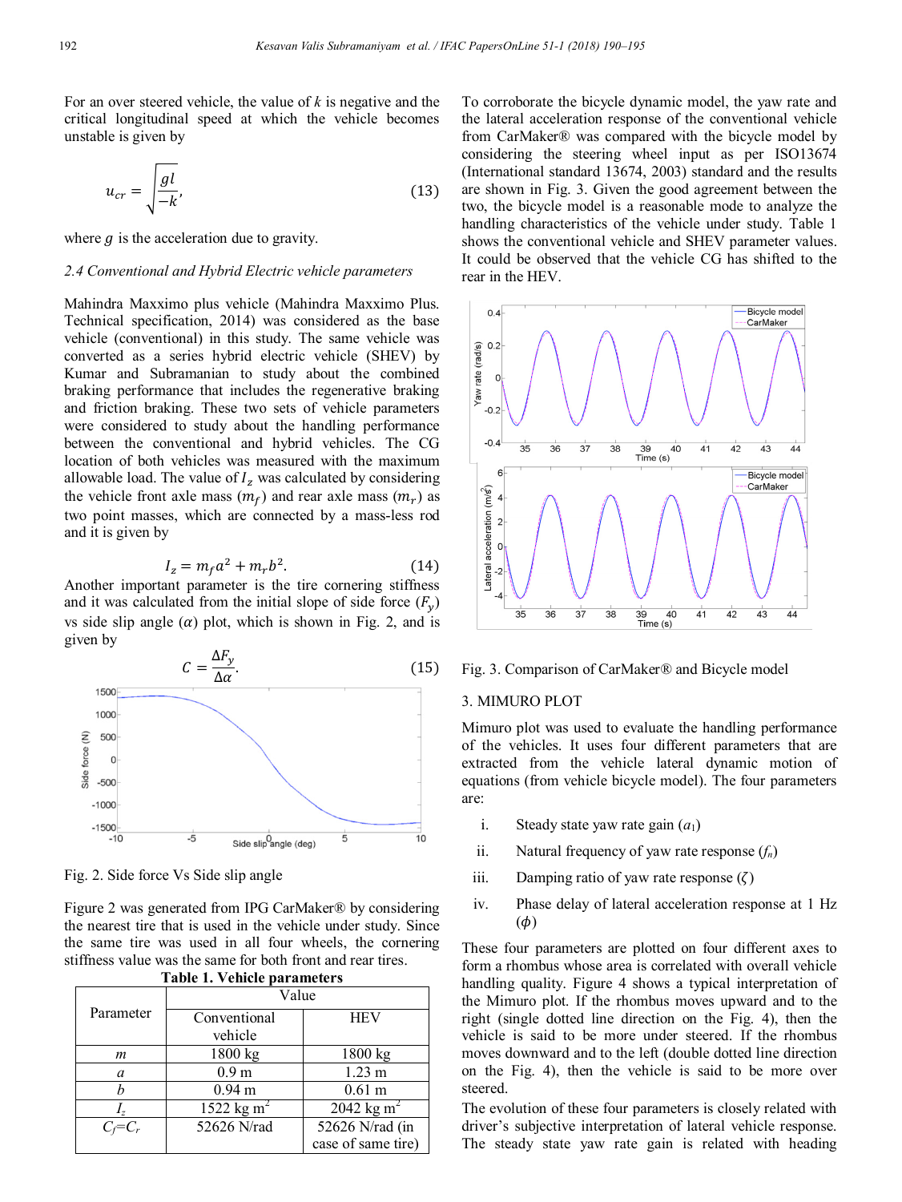For an over steered vehicle, the value of $k$ is negative and the critical longitudinal speed at which the vehicle becomes unstable is given by

$$u_{cr} = \sqrt{\frac{gl}{-k}}, \tag{13}$$

where $g$ is the acceleration due to gravity.

### *2.4 Conventional and Hybrid Electric vehicle parameters*

Mahindra Maxximo plus vehicle (Mahindra Maxximo Plus. Technical specification, 2014) was considered as the base vehicle (conventional) in this study. The same vehicle was converted as a series hybrid electric vehicle (SHEV) by Kumar and Subramanian to study about the combined braking performance that includes the regenerative braking and friction braking. These two sets of vehicle parameters were considered to study about the handling performance between the conventional and hybrid vehicles. The CG location of both vehicles was measured with the maximum allowable load. The value of $I_z$ was calculated by considering the vehicle front axle mass ($m_f$) and rear axle mass ($m_r$) as two point masses, which are connected by a mass-less rod and it is given by

$$I_z = m_f a^2 + m_r b^2. \tag{14}$$

Another important parameter is the tire cornering stiffness and it was calculated from the initial slope of side force ($F_y$) vs side slip angle ($\alpha$) plot, which is shown in Fig. 2, and is given by

$$C = \frac{\Delta F_y}{\Delta \alpha}. \tag{15}$$

Fig. 2. Side force Vs Side slip angle

Figure 2 was generated from IPG CarMaker® by considering the nearest tire that is used in the vehicle under study. Since the same tire was used in all four wheels, the cornering stiffness value was the same for both front and rear tires.

**Table 1. Vehicle parameters**

| Parameter | Value | |
|---|---|---|
| | Conventional vehicle | HEV |
| $m$ | 1800 kg | 1800 kg |
| $a$ | 0.9 m | 1.23 m |
| $b$ | 0.94 m | 0.61 m |
| $I_z$ | 1522 kg m$^2$ | 2042 kg m$^2$ |
| $C_f$=$C_r$ | 52626 N/rad | 52626 N/rad (in case of same tire) |

To corroborate the bicycle dynamic model, the yaw rate and the lateral acceleration response of the conventional vehicle from CarMaker® was compared with the bicycle model by considering the steering wheel input as per ISO13674 (International standard 13674, 2003) standard and the results are shown in Fig. 3. Given the good agreement between the two, the bicycle model is a reasonable mode to analyze the handling characteristics of the vehicle under study. Table 1 shows the conventional vehicle and SHEV parameter values. It could be observed that the vehicle CG has shifted to the rear in the HEV.

Fig. 3. Comparison of CarMaker® and Bicycle model

## 3. MIMURO PLOT

Mimuro plot was used to evaluate the handling performance of the vehicles. It uses four different parameters that are extracted from the vehicle lateral dynamic motion of equations (from vehicle bicycle model). The four parameters are:

i. Steady state yaw rate gain ($a_1$)

ii. Natural frequency of yaw rate response ($f_n$)

iii. Damping ratio of yaw rate response ($\zeta$)

iv. Phase delay of lateral acceleration response at 1 Hz ($\phi$)

These four parameters are plotted on four different axes to form a rhombus whose area is correlated with overall vehicle handling quality. Figure 4 shows a typical interpretation of the Mimuro plot. If the rhombus moves upward and to the right (single dotted line direction on the Fig. 4), then the vehicle is said to be more under steered. If the rhombus moves downward and to the left (double dotted line direction on the Fig. 4), then the vehicle is said to be more over steered.

The evolution of these four parameters is closely related with driver's subjective interpretation of lateral vehicle response. The steady state yaw rate gain is related with heading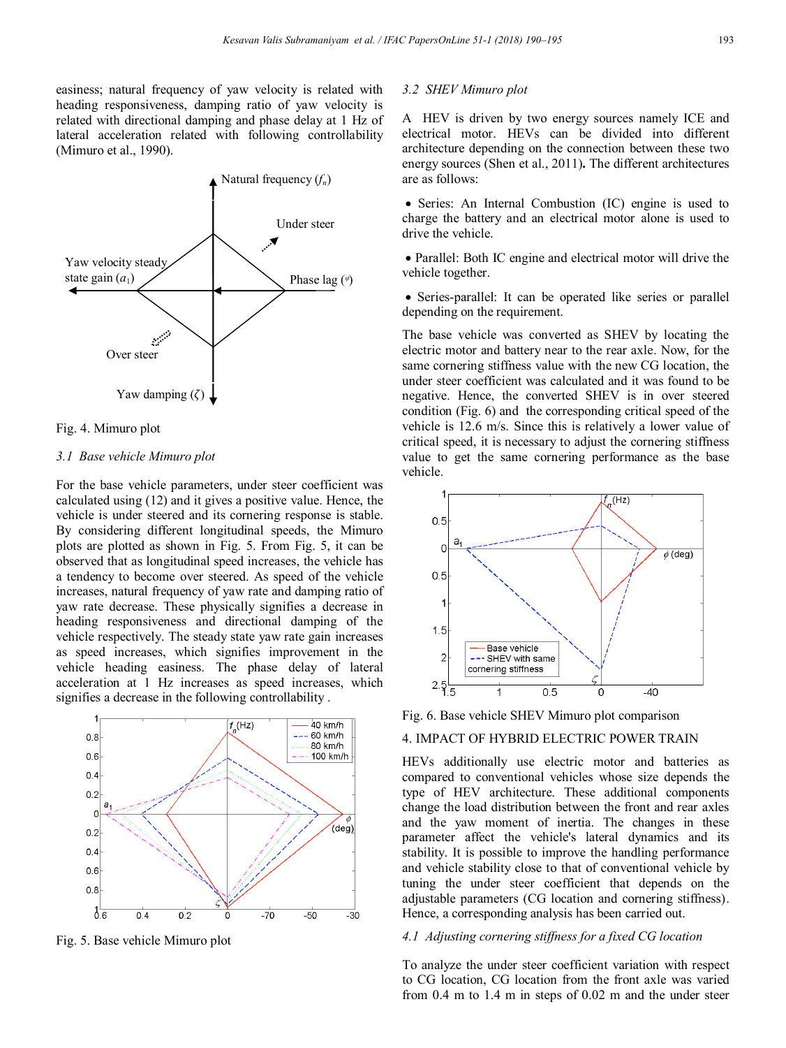easiness; natural frequency of yaw velocity is related with heading responsiveness, damping ratio of yaw velocity is related with directional damping and phase delay at 1 Hz of lateral acceleration related with following controllability (Mimuro et al., 1990).

Fig. 4. Mimuro plot

### 3.1 *Base vehicle Mimuro plot*

For the base vehicle parameters, under steer coefficient was calculated using (12) and it gives a positive value. Hence, the vehicle is under steered and its cornering response is stable. By considering different longitudinal speeds, the Mimuro plots are plotted as shown in Fig. 5. From Fig. 5, it can be observed that as longitudinal speed increases, the vehicle has a tendency to become over steered. As speed of the vehicle increases, natural frequency of yaw rate and damping ratio of yaw rate decrease. These physically signifies a decrease in heading responsiveness and directional damping of the vehicle respectively. The steady state yaw rate gain increases as speed increases, which signifies improvement in the vehicle heading easiness. The phase delay of lateral acceleration at 1 Hz increases as speed increases, which signifies a decrease in the following controllability .

Fig. 5. Base vehicle Mimuro plot

### 3.2 *SHEV Mimuro plot*

A HEV is driven by two energy sources namely ICE and electrical motor. HEVs can be divided into different architecture depending on the connection between these two energy sources (Shen et al., 2011). The different architectures are as follows:

- Series: An Internal Combustion (IC) engine is used to charge the battery and an electrical motor alone is used to drive the vehicle.
- Parallel: Both IC engine and electrical motor will drive the vehicle together.
- Series-parallel: It can be operated like series or parallel depending on the requirement.

The base vehicle was converted as SHEV by locating the electric motor and battery near to the rear axle. Now, for the same cornering stiffness value with the new CG location, the under steer coefficient was calculated and it was found to be negative. Hence, the converted SHEV is in over steered condition (Fig. 6) and the corresponding critical speed of the vehicle is 12.6 m/s. Since this is relatively a lower value of critical speed, it is necessary to adjust the cornering stiffness value to get the same cornering performance as the base vehicle.

Fig. 6. Base vehicle SHEV Mimuro plot comparison

## 4. IMPACT OF HYBRID ELECTRIC POWER TRAIN

HEVs additionally use electric motor and batteries as compared to conventional vehicles whose size depends the type of HEV architecture. These additional components change the load distribution between the front and rear axles and the yaw moment of inertia. The changes in these parameter affect the vehicle's lateral dynamics and its stability. It is possible to improve the handling performance and vehicle stability close to that of conventional vehicle by tuning the under steer coefficient that depends on the adjustable parameters (CG location and cornering stiffness). Hence, a corresponding analysis has been carried out.

### 4.1 *Adjusting cornering stiffness for a fixed CG location*

To analyze the under steer coefficient variation with respect to CG location, CG location from the front axle was varied from 0.4 m to 1.4 m in steps of 0.02 m and the under steer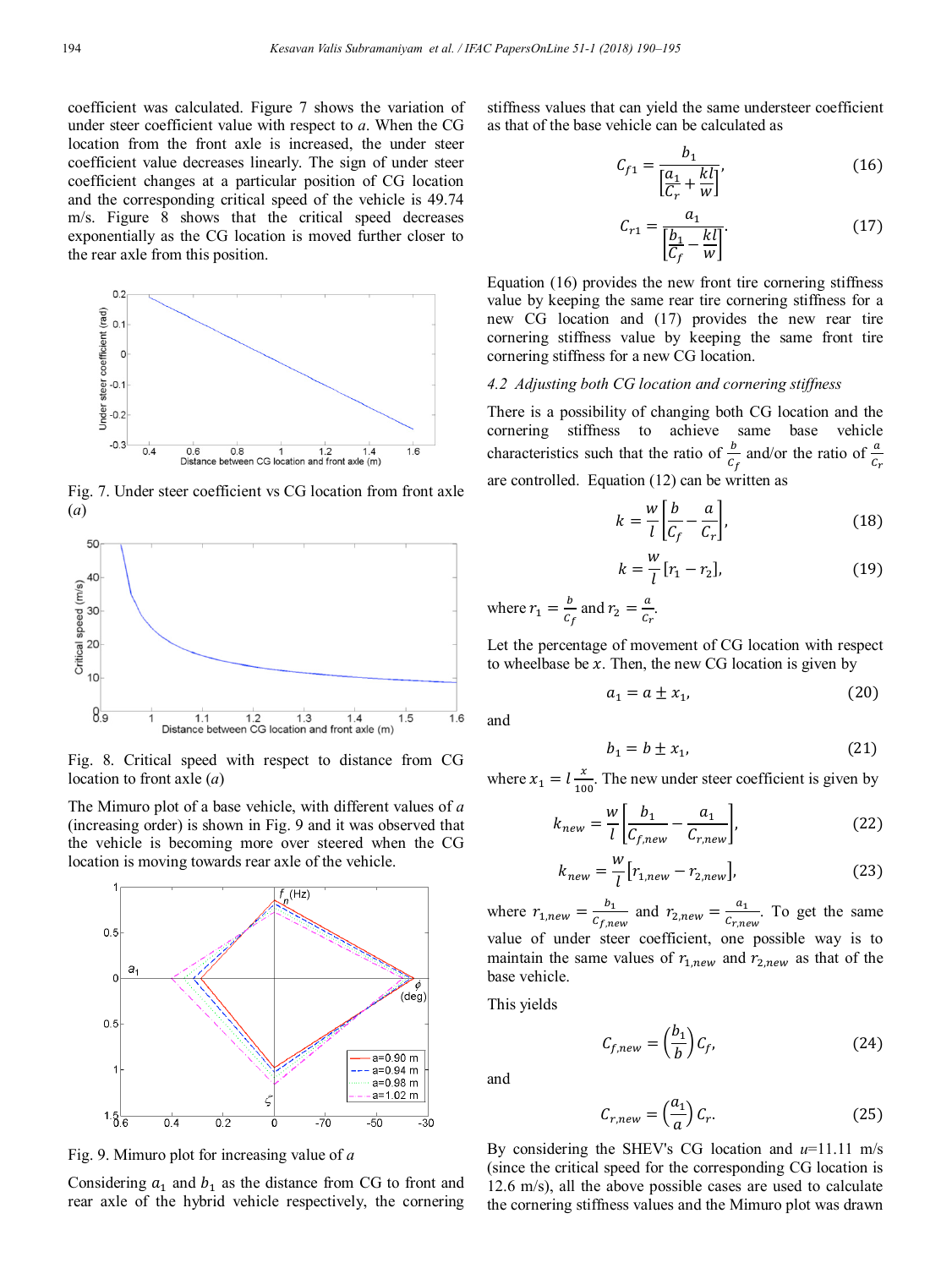coefficient was calculated. Figure 7 shows the variation of under steer coefficient value with respect to $a$. When the CG location from the front axle is increased, the under steer coefficient value decreases linearly. The sign of under steer coefficient changes at a particular position of CG location and the corresponding critical speed of the vehicle is 49.74 m/s. Figure 8 shows that the critical speed decreases exponentially as the CG location is moved further closer to the rear axle from this position.

Fig. 7. Under steer coefficient vs CG location from front axle ($a$)

Fig. 8. Critical speed with respect to distance from CG location to front axle ($a$)

The Mimuro plot of a base vehicle, with different values of $a$ (increasing order) is shown in Fig. 9 and it was observed that the vehicle is becoming more over steered when the CG location is moving towards rear axle of the vehicle.

Fig. 9. Mimuro plot for increasing value of $a$

Considering $a_1$ and $b_1$ as the distance from CG to front and rear axle of the hybrid vehicle respectively, the cornering stiffness values that can yield the same understeer coefficient as that of the base vehicle can be calculated as

$$C_{f1} = \frac{b_1}{\left[\frac{a_1}{C_r} + \frac{kl}{w}\right]}, \tag{16}$$

$$C_{r1} = \frac{a_1}{\left[\frac{b_1}{C_f} - \frac{kl}{w}\right]}. \tag{17}$$

Equation (16) provides the new front tire cornering stiffness value by keeping the same rear tire cornering stiffness for a new CG location and (17) provides the new rear tire cornering stiffness value by keeping the same front tire cornering stiffness for a new CG location.

### 4.2 Adjusting both CG location and cornering stiffness

There is a possibility of changing both CG location and the cornering stiffness to achieve same base vehicle characteristics such that the ratio of $\frac{b}{C_f}$ and/or the ratio of $\frac{a}{C_r}$ are controlled. Equation (12) can be written as

$$k = \frac{w}{l}\left[\frac{b}{C_f} - \frac{a}{C_r}\right], \tag{18}$$

$$k = \frac{w}{l}[r_1 - r_2], \tag{19}$$

where $r_1 = \frac{b}{C_f}$ and $r_2 = \frac{a}{C_r}$.

Let the percentage of movement of CG location with respect to wheelbase be $x$. Then, the new CG location is given by

$$a_1 = a \pm x_1, \tag{20}$$

and

$$b_1 = b \pm x_1, \tag{21}$$

where $x_1 = l\frac{x}{100}$. The new under steer coefficient is given by

$$k_{new} = \frac{w}{l}\left[\frac{b_1}{C_{f,new}} - \frac{a_1}{C_{r,new}}\right], \tag{22}$$

$$k_{new} = \frac{w}{l}[r_{1,new} - r_{2,new}], \tag{23}$$

where $r_{1,new} = \frac{b_1}{C_{f,new}}$ and $r_{2,new} = \frac{a_1}{C_{r,new}}$. To get the same value of under steer coefficient, one possible way is to maintain the same values of $r_{1,new}$ and $r_{2,new}$ as that of the base vehicle.

This yields

$$C_{f,new} = \left(\frac{b_1}{b}\right)C_f, \tag{24}$$

and

$$C_{r,new} = \left(\frac{a_1}{a}\right)C_r. \tag{25}$$

By considering the SHEV's CG location and $u$=11.11 m/s (since the critical speed for the corresponding CG location is 12.6 m/s), all the above possible cases are used to calculate the cornering stiffness values and the Mimuro plot was drawn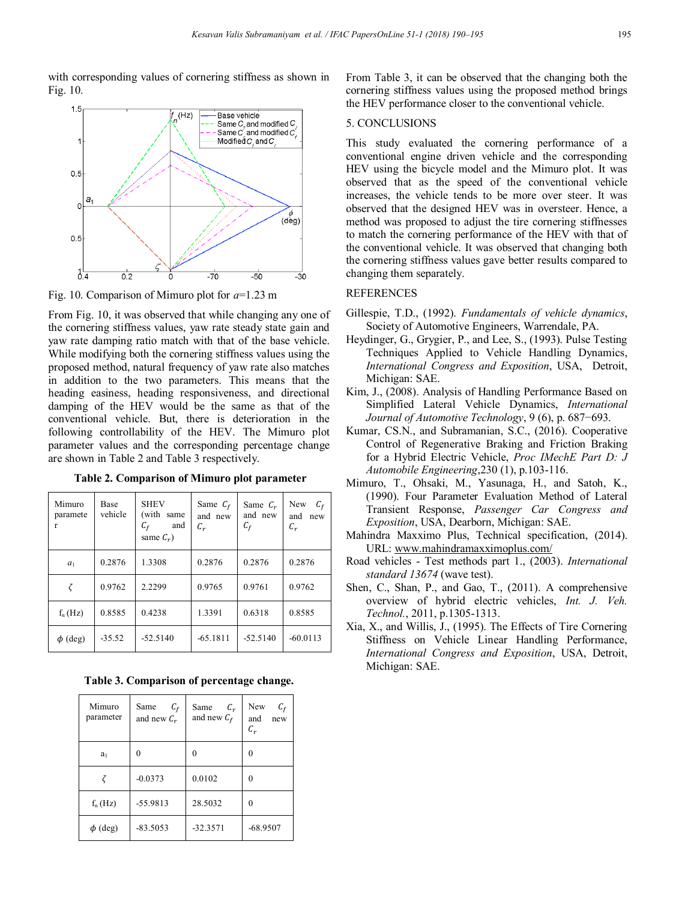with corresponding values of cornering stiffness as shown in Fig. 10.

1.5
1
0.5
0
0.5
1
0.4
0.2
0
-70
-50
-30
$f_n$ (Hz)
$a_1$
$\zeta$
$\phi$ (deg)
Base vehicle
Same $C_r$ and modified $C_f$
Same $C_f$ and modified $C_r$
Modified $C_f$ and $C_r$

Fig. 10. Comparison of Mimuro plot for $a$=1.23 m

From Fig. 10, it was observed that while changing any one of the cornering stiffness values, yaw rate steady state gain and yaw rate damping ratio match with that of the base vehicle. While modifying both the cornering stiffness values using the proposed method, natural frequency of yaw rate also matches in addition to the two parameters. This means that the heading easiness, heading responsiveness, and directional damping of the HEV would be the same as that of the conventional vehicle. But, there is deterioration in the following controllability of the HEV. The Mimuro plot parameter values and the corresponding percentage change are shown in Table 2 and Table 3 respectively.

**Table 2. Comparison of Mimuro plot parameter**

| Mimuro parameter | Base vehicle | SHEV (with same $C_f$ and same $C_r$) | Same $C_f$ and new $C_r$ | Same $C_r$ and new $C_f$ | New $C_f$ and new $C_r$ |
|---|---|---|---|---|---|
| $a_1$ | 0.2876 | 1.3308 | 0.2876 | 0.2876 | 0.2876 |
| $\zeta$ | 0.9762 | 2.2299 | 0.9765 | 0.9761 | 0.9762 |
| $f_n$ (Hz) | 0.8585 | 0.4238 | 1.3391 | 0.6318 | 0.8585 |
| $\phi$ (deg) | -35.52 | -52.5140 | -65.1811 | -52.5140 | -60.0113 |

**Table 3. Comparison of percentage change.**

| Mimuro parameter | Same $C_f$ and new $C_r$ | Same $C_r$ and new $C_f$ | New $C_f$ and new $C_r$ |
|---|---|---|---|
| $a_1$ | 0 | 0 | 0 |
| $\zeta$ | -0.0373 | 0.0102 | 0 |
| $f_n$ (Hz) | -55.9813 | 28.5032 | 0 |
| $\phi$ (deg) | -83.5053 | -32.3571 | -68.9507 |

From Table 3, it can be observed that the changing both the cornering stiffness values using the proposed method brings the HEV performance closer to the conventional vehicle.

## 5. CONCLUSIONS

This study evaluated the cornering performance of a conventional engine driven vehicle and the corresponding HEV using the bicycle model and the Mimuro plot. It was observed that as the speed of the conventional vehicle increases, the vehicle tends to be more over steer. It was observed that the designed HEV was in oversteer. Hence, a method was proposed to adjust the tire cornering stiffnesses to match the cornering performance of the HEV with that of the conventional vehicle. It was observed that changing both the cornering stiffness values gave better results compared to changing them separately.

## REFERENCES

Gillespie, T.D., (1992). *Fundamentals of vehicle dynamics*, Society of Automotive Engineers, Warrendale, PA.

Heydinger, G., Grygier, P., and Lee, S., (1993). Pulse Testing Techniques Applied to Vehicle Handling Dynamics, *International Congress and Exposition*, USA, Detroit, Michigan: SAE.

Kim, J., (2008). Analysis of Handling Performance Based on Simplified Lateral Vehicle Dynamics, *International Journal of Automotive Technology*, 9 (6), p. 687−693.

Kumar, CS.N., and Subramanian, S.C., (2016). Cooperative Control of Regenerative Braking and Friction Braking for a Hybrid Electric Vehicle, *Proc IMechE Part D: J Automobile Engineering*,230 (1), p.103-116.

Mimuro, T., Ohsaki, M., Yasunaga, H., and Satoh, K., (1990). Four Parameter Evaluation Method of Lateral Transient Response, *Passenger Car Congress and Exposition*, USA, Dearborn, Michigan: SAE.

Mahindra Maxximo Plus, Technical specification, (2014). URL: www.mahindramaxximoplus.com/

Road vehicles - Test methods part 1., (2003). *International standard 13674* (wave test).

Shen, C., Shan, P., and Gao, T., (2011). A comprehensive overview of hybrid electric vehicles, *Int. J. Veh. Technol.*, 2011, p.1305-1313.

Xia, X., and Willis, J., (1995). The Effects of Tire Cornering Stiffness on Vehicle Linear Handling Performance, *International Congress and Exposition*, USA, Detroit, Michigan: SAE.